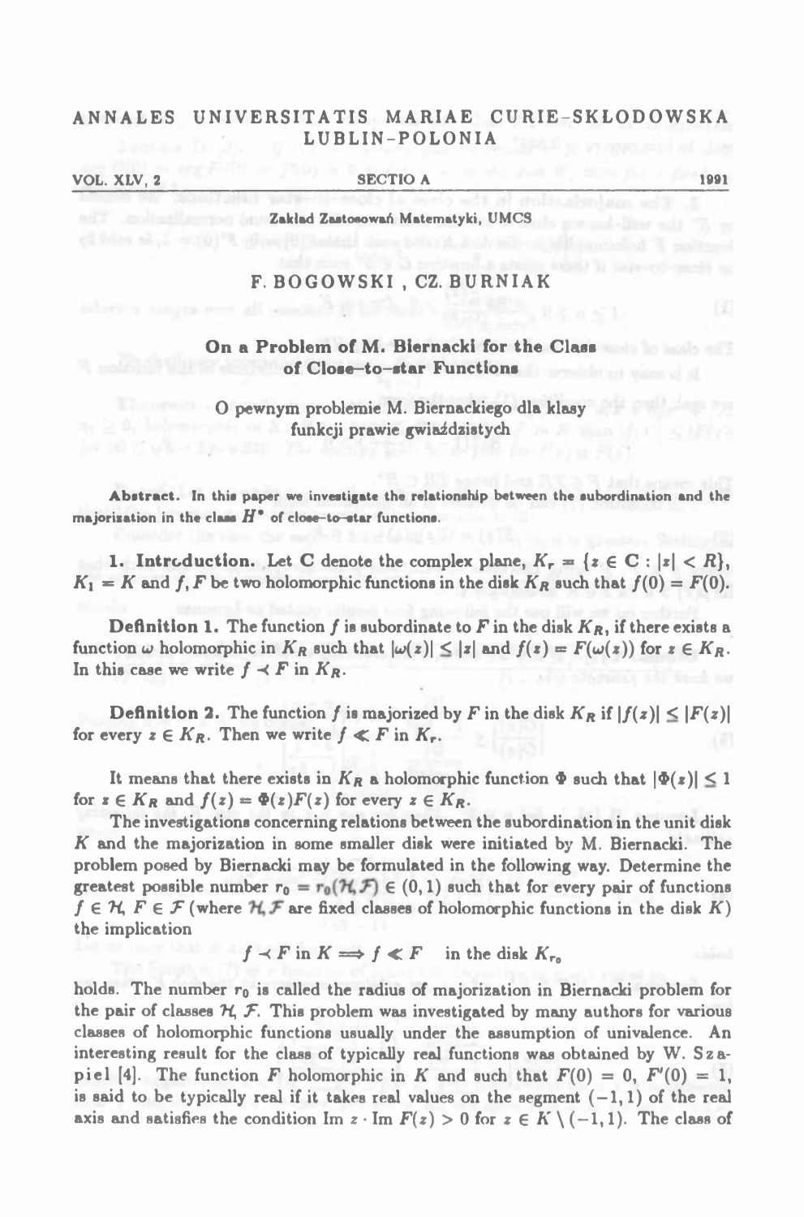# ANNALES UNIVERSITATIS MARIAE CURIE-SKŁODOWSKA LUBLIN-POLONIA

VOL. XLV, 2 SECTIO A 1991

Zakład Zastosowań Matematyki, UMCS

## F. BOGOWSKI , CZ. BURNIAK

## On a Problem of M. Biernacki for the Class of Close–to–star Functions

O pewnym problemie M. Biernackiego dla klasy funkcji prawie gwiaździstych

**Abstract.** In this paper we investigate the relationship between the subordination and the majorization in the class $H^*$ of close–to–star functions.

**1. Introduction.** Let $\mathbf{C}$ denote the complex plane, $K_r = \{z \in \mathbf{C} : |z| < R\}$, $K_1 = K$ and $f, F$ be two holomorphic functions in the disk $K_R$ such that $f(0) = F(0)$.

**Definition 1.** The function $f$ is subordinate to $F$ in the disk $K_R$, if there exists a function $\omega$ holomorphic in $K_R$ such that $|\omega(z)| \le |z|$ and $f(z) = F(\omega(z))$ for $z \in K_R$. In this case we write $f \prec F$ in $K_R$.

**Definition 2.** The function $f$ is majorized by $F$ in the disk $K_R$ if $|f(z)| \le |F(z)|$ for every $z \in K_R$. Then we write $f \ll F$ in $K_r$.

It means that there exists in $K_R$ a holomorphic function $\Phi$ such that $|\Phi(z)| \le 1$ for $z \in K_R$ and $f(z) = \Phi(z)F(z)$ for every $z \in K_R$.

The investigations concerning relations between the subordination in the unit disk $K$ and the majorization in some smaller disk were initiated by M. Biernacki. The problem posed by Biernacki may be formulated in the following way. Determine the greatest possible number $r_0 = r_0(\mathcal{H}, \mathcal{F}) \in (0,1)$ such that for every pair of functions $f \in \mathcal{H}$, $F \in \mathcal{F}$ (where $\mathcal{H}, \mathcal{F}$ are fixed classes of holomorphic functions in the disk $K$) the implication

$$f \prec F \text{ in } K \Longrightarrow f \ll F \quad \text{in the disk } K_{r_0}$$

holds. The number $r_0$ is called the radius of majorization in Biernacki problem for the pair of classes $\mathcal{H}$, $\mathcal{F}$. This problem was investigated by many authors for various classes of holomorphic functions usually under the assumption of univalence. An interesting result for the class of typically real functions was obtained by W. Szapiel [4]. The function $F$ holomorphic in $K$ and such that $F(0) = 0$, $F'(0) = 1$, is said to be typically real if it takes real values on the segment $(-1, 1)$ of the real axis and satisfies the condition $\operatorname{Im} z \cdot \operatorname{Im} F(z) > 0$ for $z \in K \setminus (-1, 1)$. The class of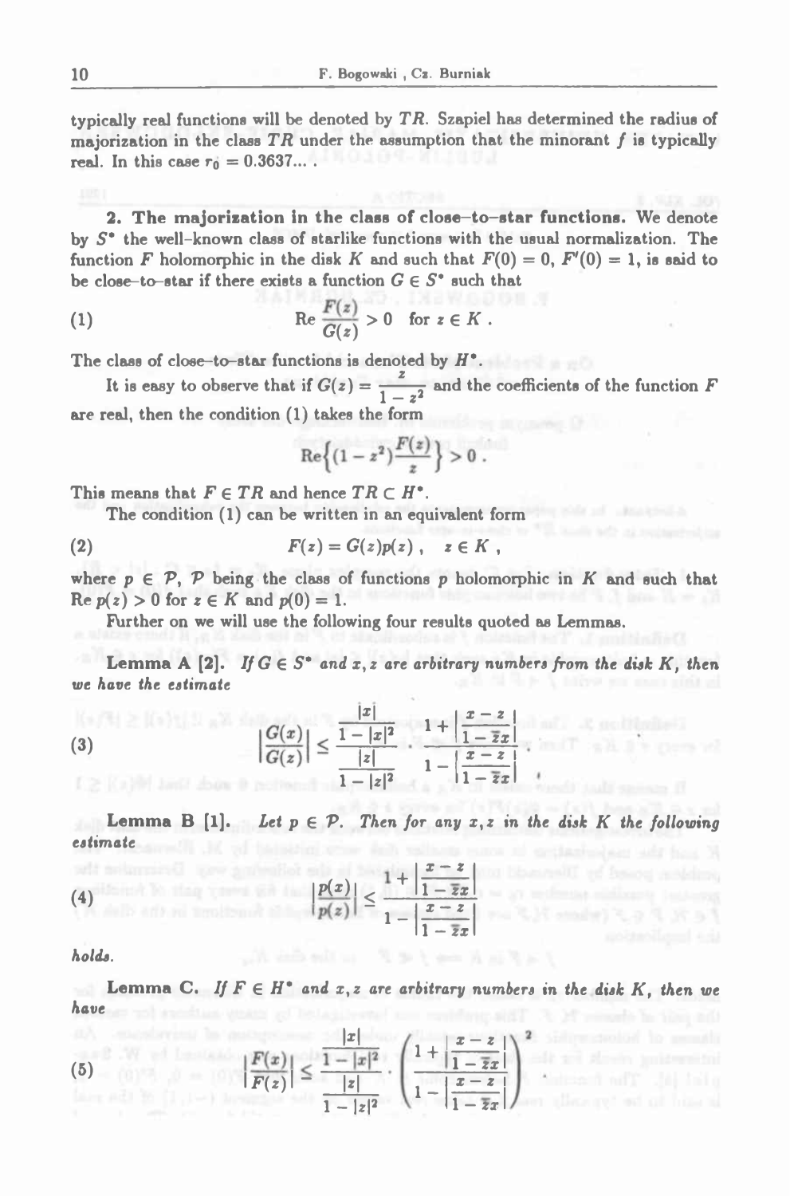typically real functions will be denoted by $TR$. Szapiel has determined the radius of majorization in the class $TR$ under the assumption that the minorant $f$ is typically real. In this case $r_0^* = 0.3637\ldots$ .

**2. The majorization in the class of close–to–star functions.** We denote by $S^*$ the well-known class of starlike functions with the usual normalization. The function $F$ holomorphic in the disk $K$ and such that $F(0) = 0$, $F'(0) = 1$, is said to be close–to–star if there exists a function $G \in S^*$ such that

$$\mathrm{Re}\,\frac{F(z)}{G(z)} > 0 \quad \text{for } z \in K\,. \tag{1}$$

The class of close–to–star functions is denoted by $H^*$.

It is easy to observe that if $G(z) = \dfrac{z}{1-z^2}$ and the coefficients of the function $F$ are real, then the condition (1) takes the form

$$\mathrm{Re}\Big\{(1-z^2)\frac{F(z)}{z}\Big\} > 0\,.$$

This means that $F \in TR$ and hence $TR \subset H^*$.

The condition (1) can be written in an equivalent form

$$F(z) = G(z)p(z)\,, \quad z \in K\,, \tag{2}$$

where $p \in \mathcal{P}$, $\mathcal{P}$ being the class of functions $p$ holomorphic in $K$ and such that $\mathrm{Re}\,p(z) > 0$ for $z \in K$ and $p(0) = 1$.

Further on we will use the following four results quoted as Lemmas.

**Lemma A [2].** *If $G \in S^*$ and $x, z$ are arbitrary numbers from the disk $K$, then we have the estimate*

$$\left|\frac{G(x)}{G(z)}\right| \le \frac{\dfrac{|x|}{1-|x|^2}}{\dfrac{|z|}{1-|z|^2}} \cdot \frac{1+\left|\dfrac{x-z}{1-\bar{z}x}\right|}{1-\left|\dfrac{x-z}{1-\bar{z}x}\right|}\,. \tag{3}$$

**Lemma B [1].** *Let $p \in \mathcal{P}$. Then for any $x, z$ in the disk $K$ the following estimate*

$$\left|\frac{p(x)}{p(z)}\right| \le \frac{1+\left|\dfrac{x-z}{1-\bar{z}x}\right|}{1-\left|\dfrac{x-z}{1-\bar{z}x}\right|} \tag{4}$$

*holds.*

**Lemma C.** *If $F \in H^*$ and $x, z$ are arbitrary numbers in the disk $K$, then we have*

$$\left|\frac{F(x)}{F(z)}\right| \le \frac{\dfrac{|x|}{1-|x|^2}}{\dfrac{|z|}{1-|z|^2}} \left(\frac{1+\left|\dfrac{x-z}{1-\bar{z}x}\right|}{1-\left|\dfrac{x-z}{1-\bar{z}x}\right|}\right)^2 \tag{5}$$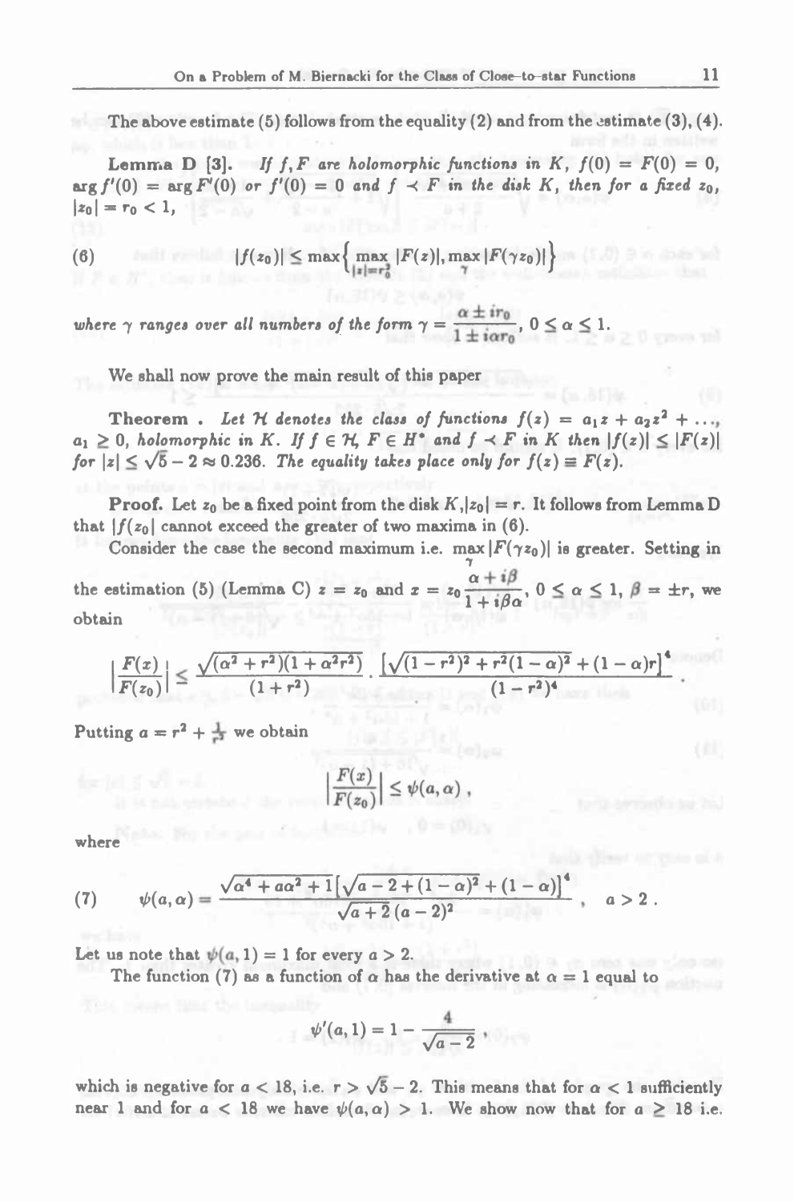The above estimate (5) follows from the equality (2) and from the estimate (3), (4).

**Lemma D** [3]. *If $f, F$ are holomorphic functions in $K$, $f(0) = F(0) = 0$, $\arg f'(0) = \arg F'(0)$ or $f'(0) = 0$ and $f \prec F$ in the disk $K$, then for a fixed $z_0$, $|z_0| = r_0 < 1$,*

$$|f(z_0)| \le \max\left\{ \max_{|z|=r_0^2} |F(z)|, \max_{\gamma} |F(\gamma z_0)| \right\} \tag{6}$$

*where $\gamma$ ranges over all numbers of the form $\gamma = \dfrac{\alpha \pm i r_0}{1 \pm i\alpha r_0}$, $0 \le \alpha \le 1$.*

We shall now prove the main result of this paper

**Theorem .** *Let $\mathcal{H}$ denotes the class of functions $f(z) = a_1 z + a_2 z^2 + \ldots$, $a_1 \ge 0$, holomorphic in $K$. If $f \in \mathcal{H}$, $F \in H^*$ and $f \prec F$ in $K$ then $|f(z)| \le |F(z)|$ for $|z| \le \sqrt{5} - 2 \approx 0.236$. The equality takes place only for $f(z) \equiv F(z)$.*

**Proof.** Let $z_0$ be a fixed point from the disk $K$, $|z_0| = r$. It follows from Lemma D that $|f(z_0)|$ cannot exceed the greater of two maxima in (6).

Consider the case the second maximum i.e. $\max\limits_{\gamma} |F(\gamma z_0)|$ is greater. Setting in the estimation (5) (Lemma C) $z = z_0$ and $x = z_0 \dfrac{\alpha + i\beta}{1 + i\beta\alpha}$, $0 \le \alpha \le 1$, $\beta = \pm r$, we obtain

$$\left|\frac{F(x)}{F(z_0)}\right| \le \frac{\sqrt{(\alpha^2 + r^2)(1 + \alpha^2 r^2)}}{(1 + r^2)} \cdot \frac{\left[\sqrt{(1 - r^2)^2 + r^2(1 - \alpha)^2} + (1 - \alpha) r\right]^4}{(1 - r^2)^4} .$$

Putting $a = r^2 + \frac{1}{r^2}$ we obtain

$$\left|\frac{F(x)}{F(z_0)}\right| \le \psi(a, \alpha) ,$$

where

$$\psi(a, \alpha) = \frac{\sqrt{\alpha^4 + a\alpha^2 + 1}\left[\sqrt{a - 2 + (1 - \alpha)^2} + (1 - \alpha)\right]^4}{\sqrt{a + 2}\,(a - 2)^2} , \quad a > 2 . \tag{7}$$

Let us note that $\psi(a, 1) = 1$ for every $a > 2$.

The function (7) as a function of $\alpha$ has the derivative at $\alpha = 1$ equal to

$$\psi'(a, 1) = 1 - \frac{4}{\sqrt{a - 2}} ,$$

which is negative for $a < 18$, i.e. $r > \sqrt{5} - 2$. This means that for $\alpha < 1$ sufficiently near 1 and for $a < 18$ we have $\psi(a, \alpha) > 1$. We show now that for $a \ge 18$ i.e.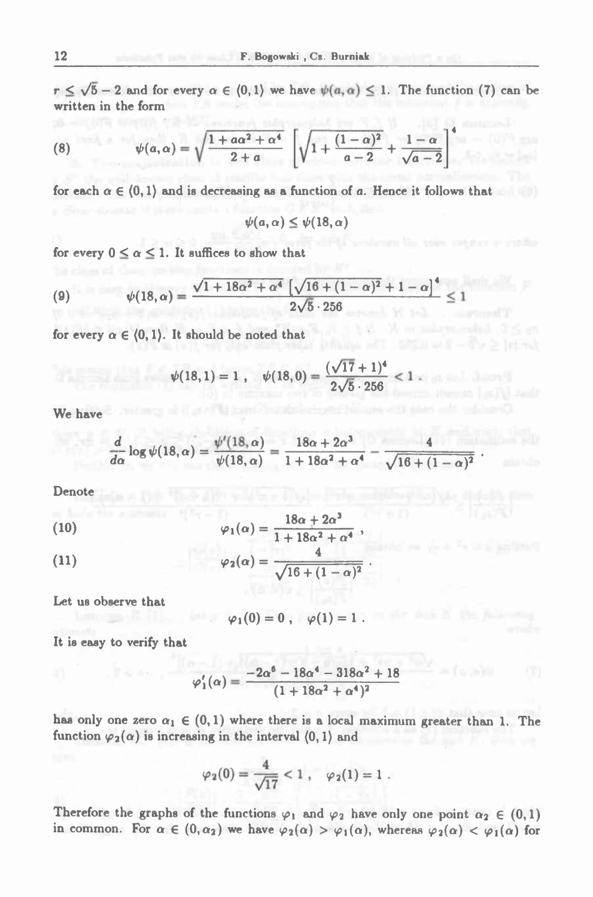$r \leq \sqrt{5} - 2$ and for every $\alpha \in (0, 1)$ we have $\psi(a, \alpha) \leq 1$. The function (7) can be written in the form

$$\psi(a, \alpha) = \sqrt{\frac{1 + a\alpha^2 + \alpha^4}{2 + a}} \left[ \sqrt{1 + \frac{(1-\alpha)^2}{a-2}} + \frac{1-\alpha}{\sqrt{a-2}} \right]^4 \tag{8}$$

for each $\alpha \in (0, 1)$ and is decreasing as a function of $a$. Hence it follows that

$$\psi(a, \alpha) \leq \psi(18, \alpha)$$

for every $0 \leq \alpha \leq 1$. It suffices to show that

$$\psi(18, \alpha) = \frac{\sqrt{1 + 18\alpha^2 + \alpha^4} \left[ \sqrt{16 + (1-\alpha)^2} + 1 - \alpha \right]^4}{2\sqrt{5} \cdot 256} \leq 1 \tag{9}$$

for every $\alpha \in (0, 1)$. It should be noted that

$$\psi(18, 1) = 1 \,, \quad \psi(18, 0) = \frac{(\sqrt{17} + 1)^4}{2\sqrt{5} \cdot 256} < 1 \,.$$

We have

$$\frac{d}{d\alpha} \log \psi(18, \alpha) = \frac{\psi'(18, \alpha)}{\psi(18, \alpha)} = \frac{18\alpha + 2\alpha^3}{1 + 18\alpha^2 + \alpha^4} - \frac{4}{\sqrt{16 + (1-\alpha)^2}} \,.$$

Denote

$$\varphi_1(\alpha) = \frac{18\alpha + 2\alpha^3}{1 + 18\alpha^2 + \alpha^4} \,, \tag{10}$$

$$\varphi_2(\alpha) = \frac{4}{\sqrt{16 + (1-\alpha)^2}} \,. \tag{11}$$

Let us observe that

$$\varphi_1(0) = 0 \,, \quad \varphi(1) = 1 \,.$$

It is easy to verify that

$$\varphi_1'(\alpha) = \frac{-2\alpha^6 - 18\alpha^4 - 318\alpha^2 + 18}{(1 + 18\alpha^2 + \alpha^4)^2}$$

has only one zero $\alpha_1 \in (0, 1)$ where there is a local maximum greater than 1. The function $\varphi_2(\alpha)$ is increasing in the interval $(0, 1)$ and

$$\varphi_2(0) = \frac{4}{\sqrt{17}} < 1 \,, \quad \varphi_2(1) = 1 \,.$$

Therefore the graphs of the functions $\varphi_1$ and $\varphi_2$ have only one point $\alpha_2 \in (0, 1)$ in common. For $\alpha \in (0, \alpha_2)$ we have $\varphi_2(\alpha) > \varphi_1(\alpha)$, whereas $\varphi_2(\alpha) < \varphi_1(\alpha)$ for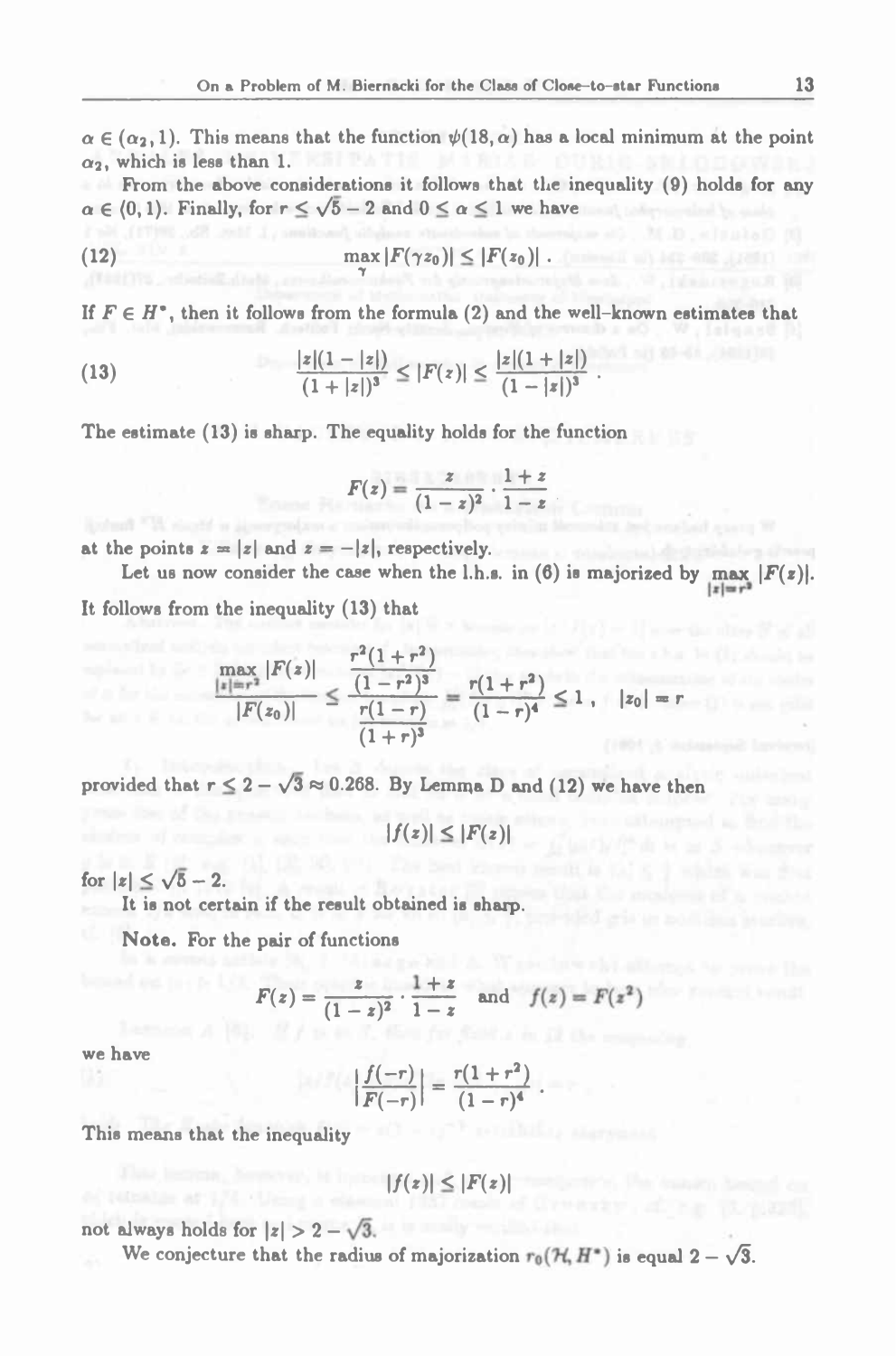$\alpha \in (\alpha_2, 1)$. This means that the function $\psi(18, \alpha)$ has a local minimum at the point $\alpha_2$, which is less than 1.

From the above considerations it follows that the inequality (9) holds for any $\alpha \in (0, 1)$. Finally, for $r \le \sqrt{5} - 2$ and $0 \le \alpha \le 1$ we have

$$\max_{\gamma} |F(\gamma z_0)| \le |F(z_0)| \,. \tag{12}$$

If $F \in H^*$, then it follows from the formula (2) and the well-known estimates that

$$\frac{|z|(1-|z|)}{(1+|z|)^3} \le |F(z)| \le \frac{|z|(1+|z|)}{(1-|z|)^3} \,. \tag{13}$$

The estimate (13) is sharp. The equality holds for the function

$$F(z) = \frac{z}{(1-z)^2} \cdot \frac{1+z}{1-z}$$

at the points $z = |z|$ and $z = -|z|$, respectively.

Let us now consider the case when the l.h.s. in (6) is majorized by $\max\limits_{|z|=r^2} |F(z)|$. It follows from the inequality (13) that

$$\frac{\max\limits_{|z|=r^2} |F(z)|}{|F(z_0)|} \le \frac{\dfrac{r^2(1+r^2)}{(1-r^2)^3}}{\dfrac{r(1-r)}{(1+r)^3}} = \frac{r(1+r^2)}{(1-r)^4} \le 1 \,, \quad |z_0| = r$$

provided that $r \le 2 - \sqrt{3} \approx 0.268$. By Lemma D and (12) we have then

$$|f(z)| \le |F(z)|$$

for $|z| \le \sqrt{5} - 2$.

It is not certain if the result obtained is sharp.

**Note.** For the pair of functions

$$F(z) = \frac{z}{(1-z)^2} \cdot \frac{1+z}{1-z} \quad \text{and} \quad f(z) = F(z^2)$$

we have

$$\left| \frac{f(-r)}{F(-r)} \right| = \frac{r(1+r^2)}{(1-r)^4} \,.$$

This means that the inequality

$$|f(z)| \le |F(z)|$$

not always holds for $|z| > 2 - \sqrt{3}$.

We conjecture that the radius of majorization $r_0(\mathcal{H}, H^*)$ is equal $2 - \sqrt{3}$.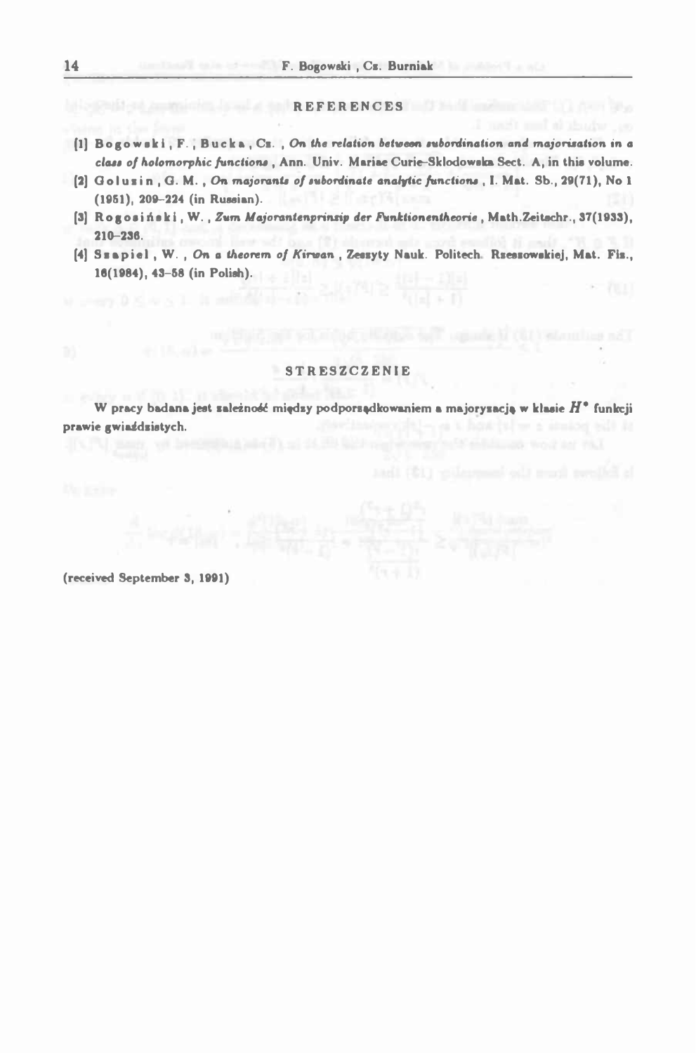## REFERENCES

[1] **Bogowski, F., Bucka, Cz.**, *On the relation between subordination and majorization in a class of holomorphic functions*, Ann. Univ. Mariae Curie–Sklodowska Sect. A, in this volume.

[2] **Goluzin, G. M.**, *On majorants of subordinate analytic functions*, I. Mat. Sb., 29(71), No 1 (1951), 209–224 (in Russian).

[3] **Rogosiński, W.**, *Zum Majorantenprinzip der Funktionentheorie*, Math.Zeitschr., 37(1933), 210–236.

[4] **Szapiel, W.**, *On a theorem of Kirwan*, Zeszyty Nauk. Politech. Rzeszowskiej, Mat. Fiz., 16(1984), 43–58 (in Polish).

## STRESZCZENIE

W pracy badana jest zależność między podporządkowaniem a majoryzacją w klasie $H^*$ funkcji prawie gwiaździstych.

(received September 3, 1991)